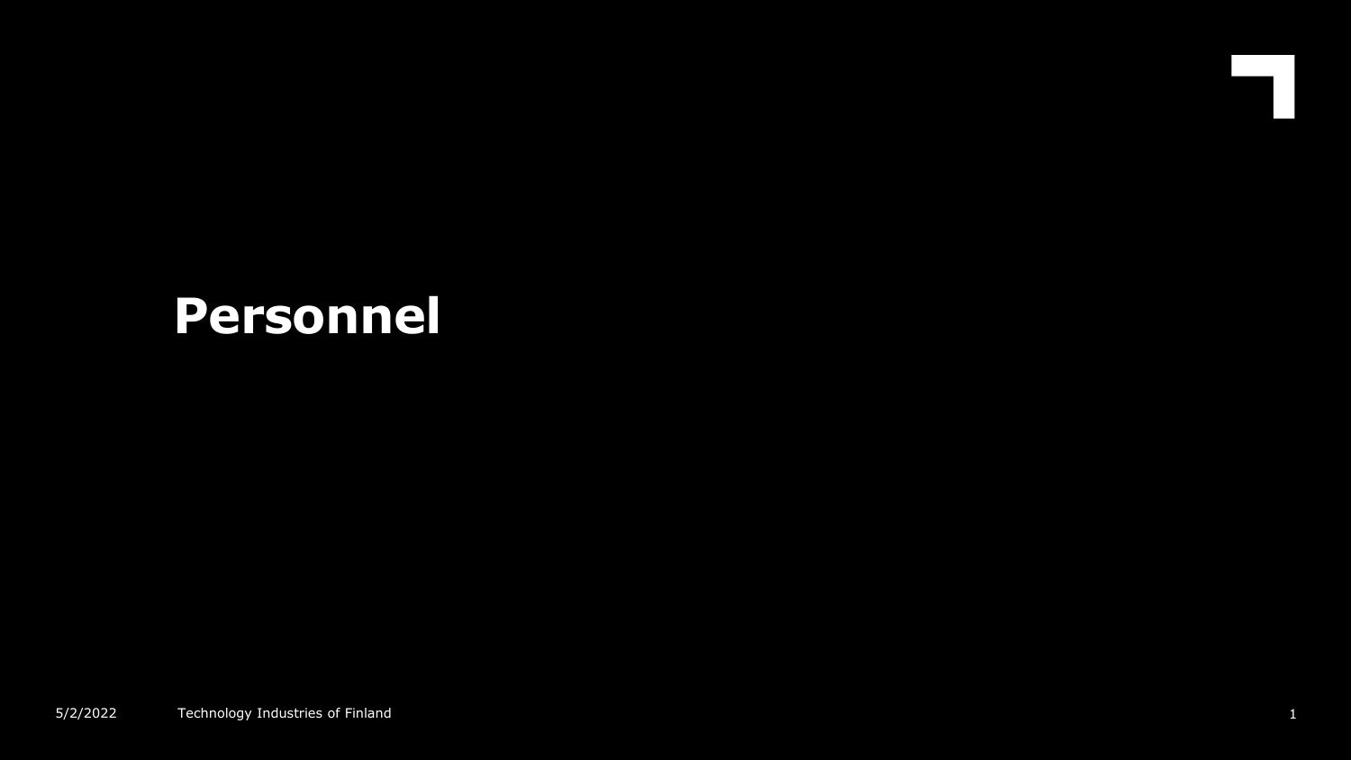# Personnel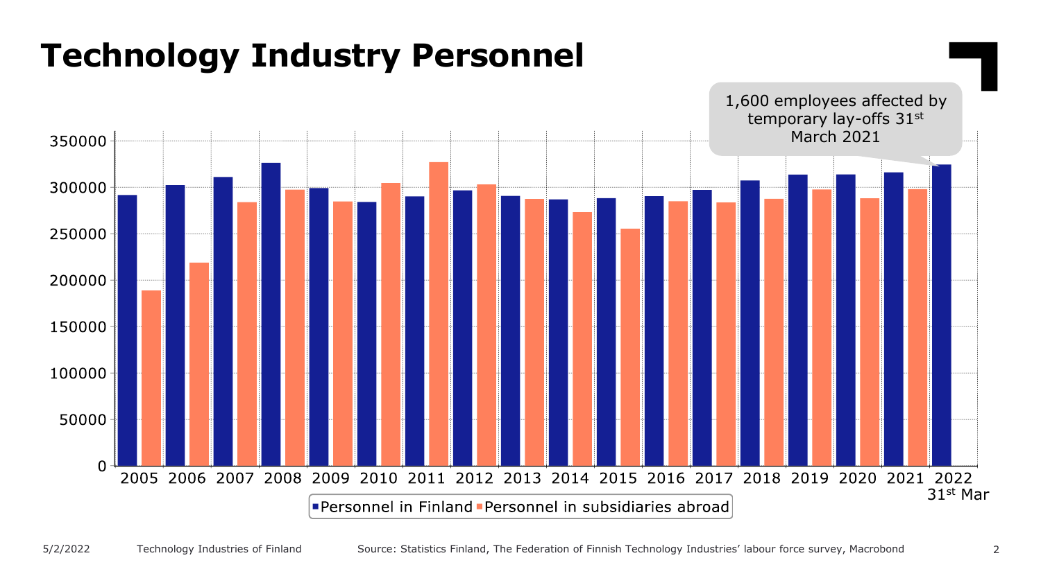# Technology Industry Personnel

1,600 employees affected by temporary lay-offs 31st March 2021

350000
300000
250000
200000
150000
100000
50000
0

2005 2006 2007 2008 2009 2010 2011 2012 2013 2014 2015 2016 2017 2018 2019 2020 2021 2022 31st Mar

Personnel in Finland | Personnel in subsidiaries abroad

Source: Statistics Finland, The Federation of Finnish Technology Industries' labour force survey, Macrobond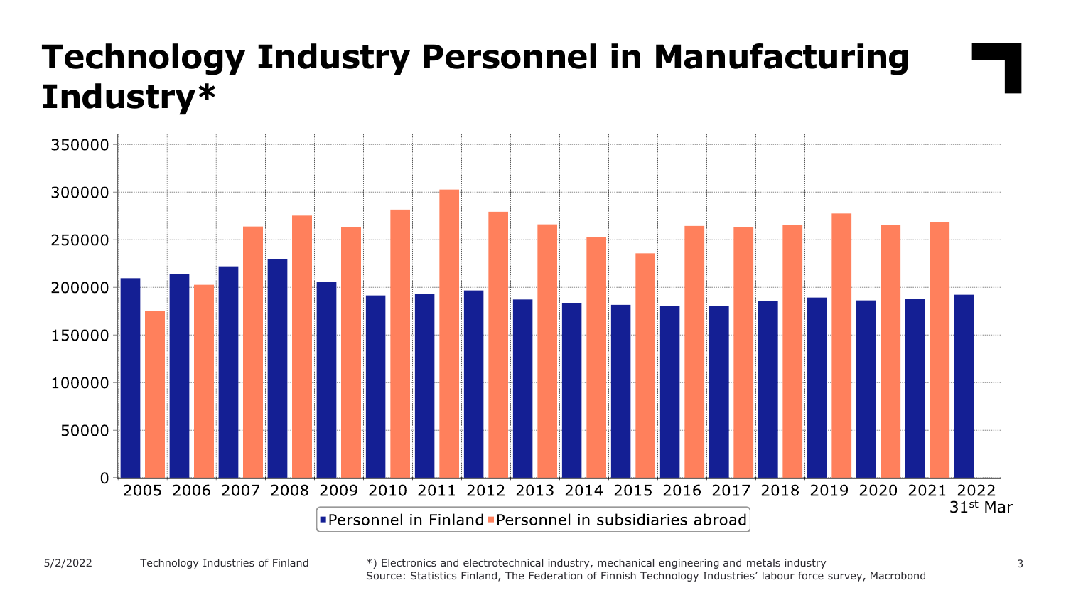# Technology Industry Personnel in Manufacturing Industry*

*) Electronics and electrotechnical industry, mechanical engineering and metals industry
Source: Statistics Finland, The Federation of Finnish Technology Industries' labour force survey, Macrobond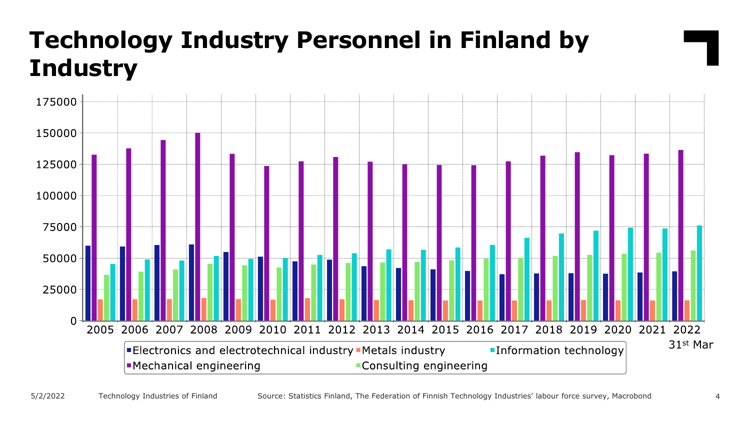# Technology Industry Personnel in Finland by Industry

Source: Statistics Finland, The Federation of Finnish Technology Industries' labour force survey, Macrobond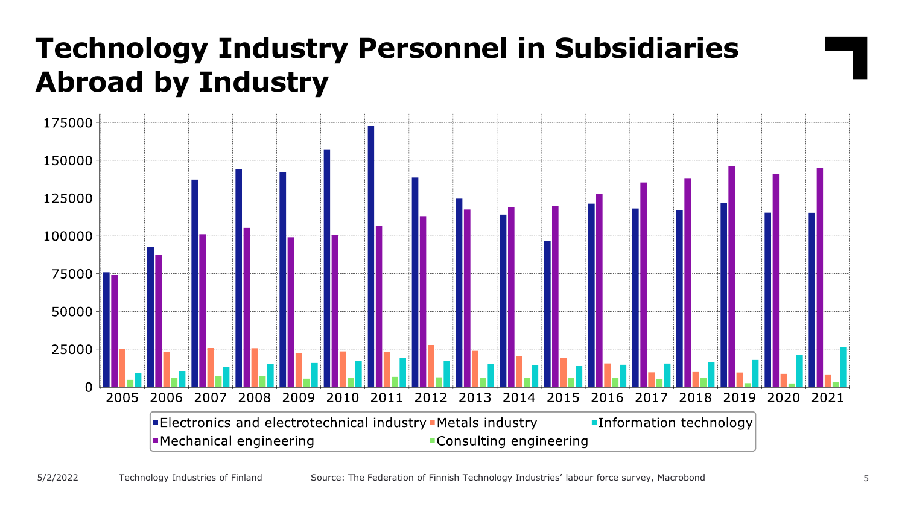# Technology Industry Personnel in Subsidiaries Abroad by Industry

175000
150000
125000
100000
75000
50000
25000
0

2005 2006 2007 2008 2009 2010 2011 2012 2013 2014 2015 2016 2017 2018 2019 2020 2021

- Electronics and electrotechnical industry
- Metals industry
- Information technology
- Mechanical engineering
- Consulting engineering

Source: The Federation of Finnish Technology Industries' labour force survey, Macrobond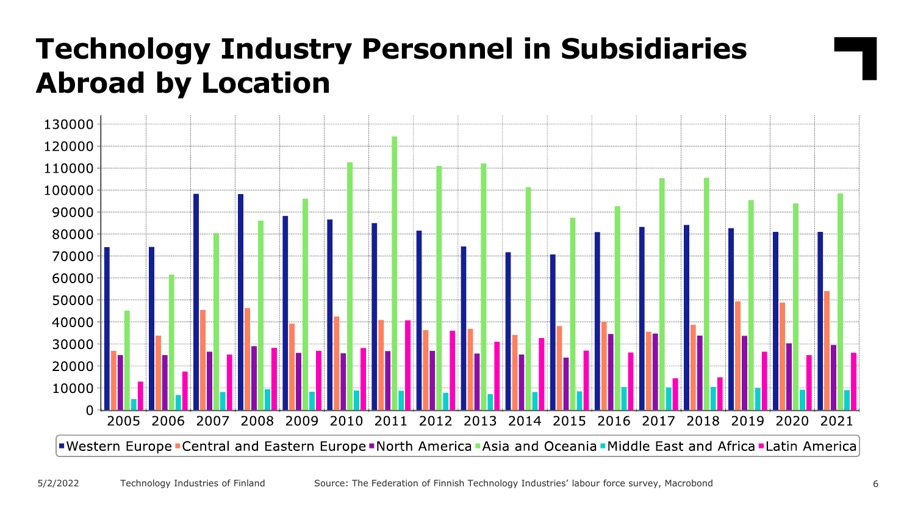# Technology Industry Personnel in Subsidiaries Abroad by Location

Source: The Federation of Finnish Technology Industries' labour force survey, Macrobond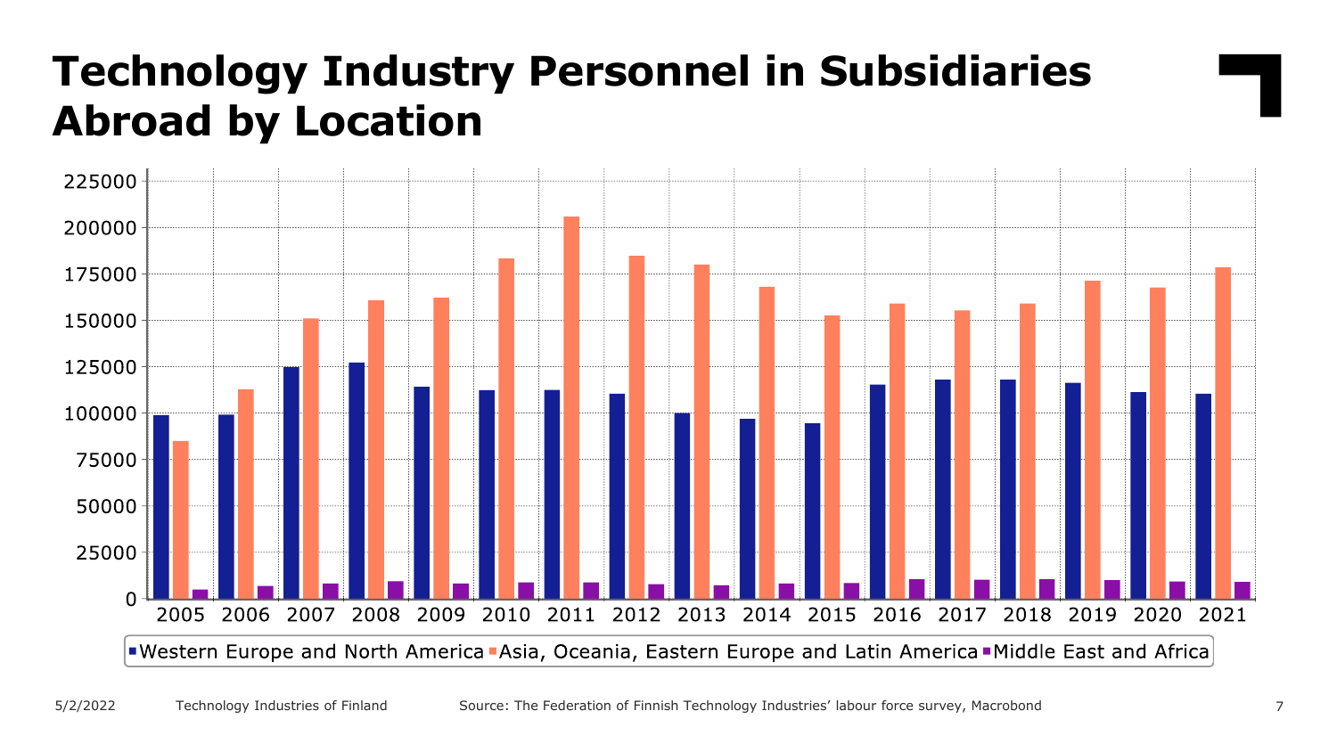# Technology Industry Personnel in Subsidiaries Abroad by Location

Source: The Federation of Finnish Technology Industries' labour force survey, Macrobond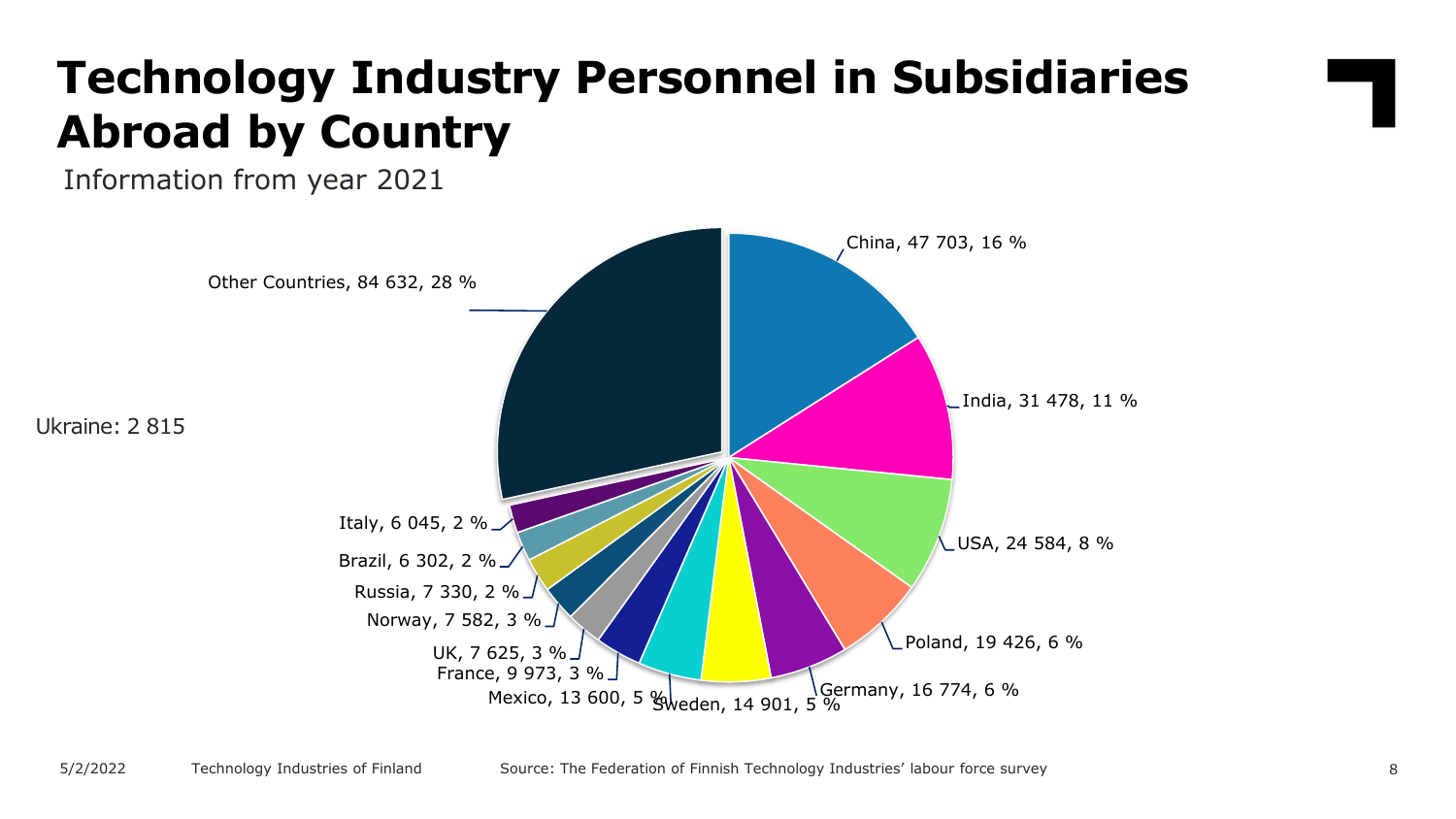# Technology Industry Personnel in Subsidiaries Abroad by Country

Information from year 2021

| Country | Personnel | Share |
|---|---|---|
| China | 47 703 | 16 % |
| India | 31 478 | 11 % |
| USA | 24 584 | 8 % |
| Poland | 19 426 | 6 % |
| Germany | 16 774 | 6 % |
| Sweden | 14 901 | 5 % |
| Mexico | 13 600 | 5 % |
| France | 9 973 | 3 % |
| UK | 7 625 | 3 % |
| Norway | 7 582 | 3 % |
| Russia | 7 330 | 2 % |
| Brazil | 6 302 | 2 % |
| Italy | 6 045 | 2 % |
| Other Countries | 84 632 | 28 % |

Ukraine: 2 815

Source: The Federation of Finnish Technology Industries' labour force survey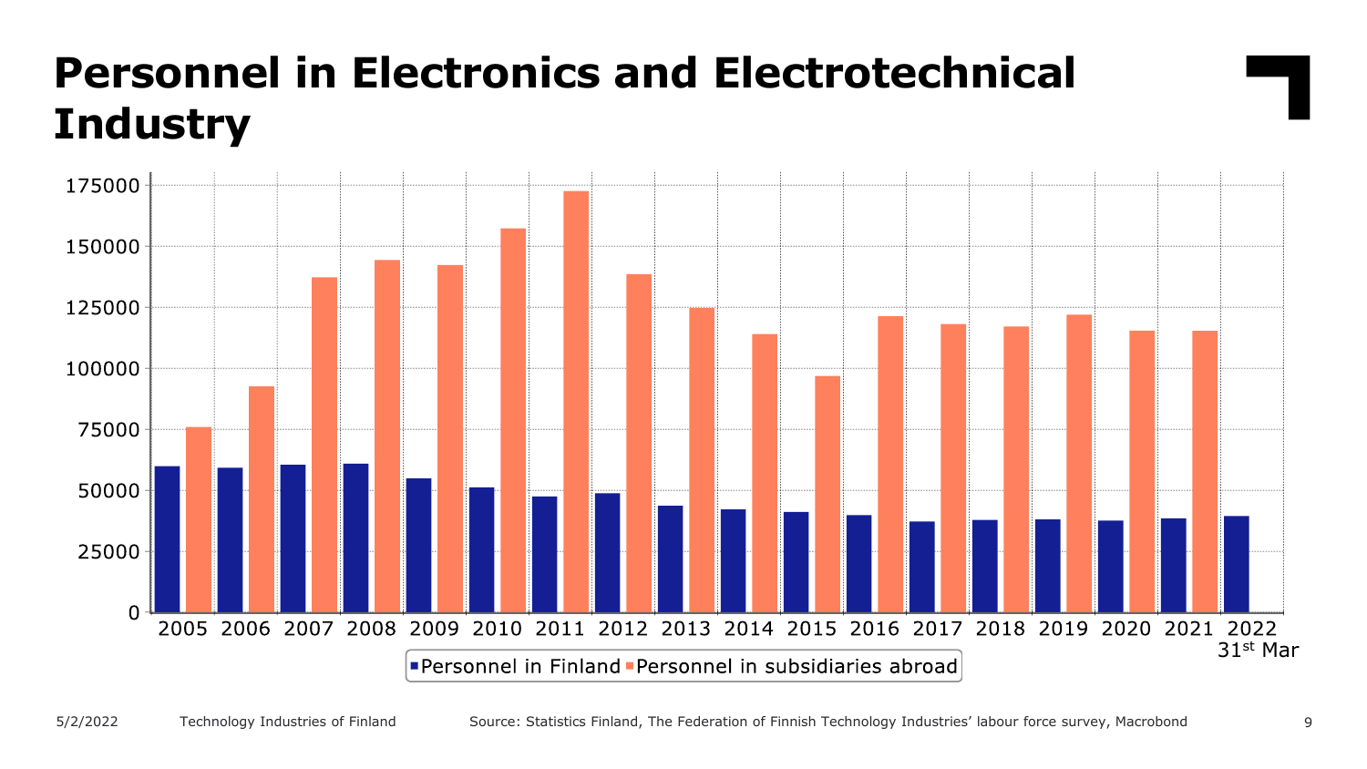# Personnel in Electronics and Electrotechnical Industry

175000
150000
125000
100000
75000
50000
25000
0

2005 2006 2007 2008 2009 2010 2011 2012 2013 2014 2015 2016 2017 2018 2019 2020 2021 2022 31st Mar

Personnel in Finland | Personnel in subsidiaries abroad

5/2/2022 Technology Industries of Finland Source: Statistics Finland, The Federation of Finnish Technology Industries' labour force survey, Macrobond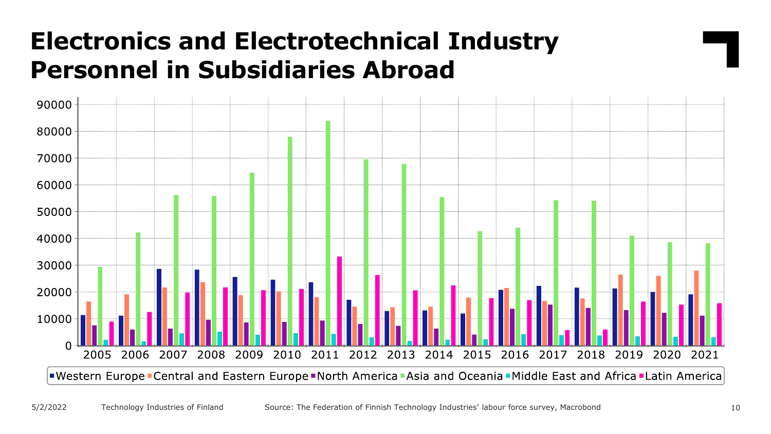# Electronics and Electrotechnical Industry Personnel in Subsidiaries Abroad

Source: The Federation of Finnish Technology Industries' labour force survey, Macrobond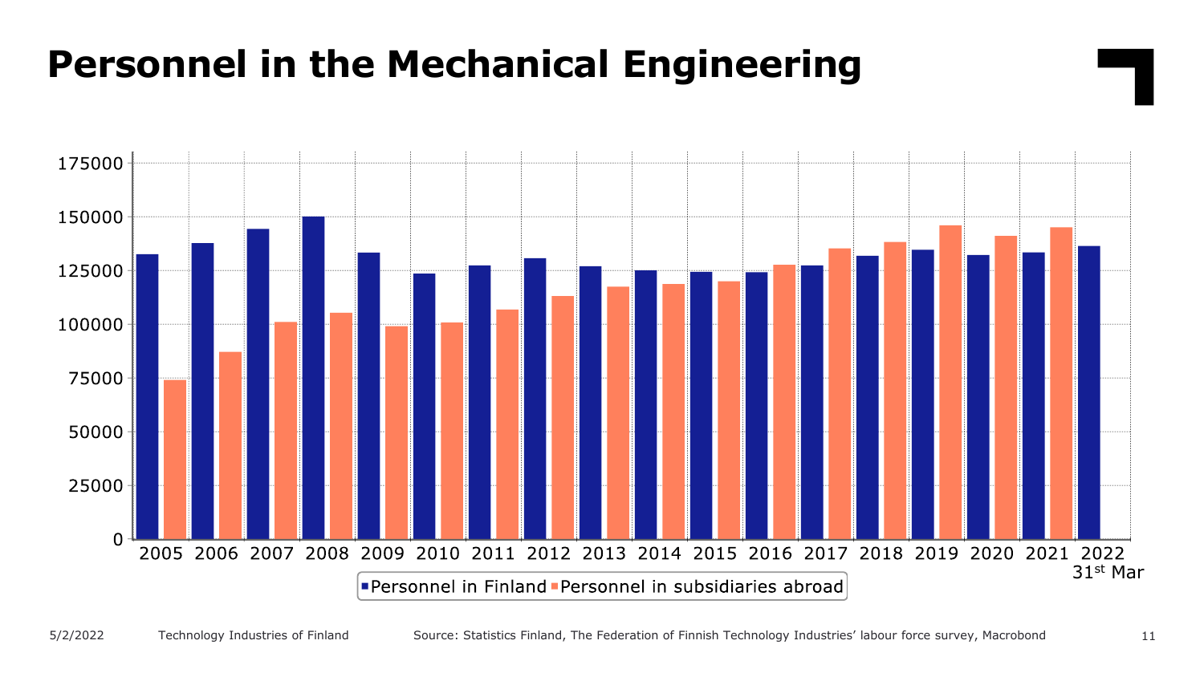# Personnel in the Mechanical Engineering

175000
150000
125000
100000
75000
50000
25000
0

2005 2006 2007 2008 2009 2010 2011 2012 2013 2014 2015 2016 2017 2018 2019 2020 2021 2022 31st Mar

Personnel in Finland | Personnel in subsidiaries abroad

5/2/2022 Technology Industries of Finland

Source: Statistics Finland, The Federation of Finnish Technology Industries' labour force survey, Macrobond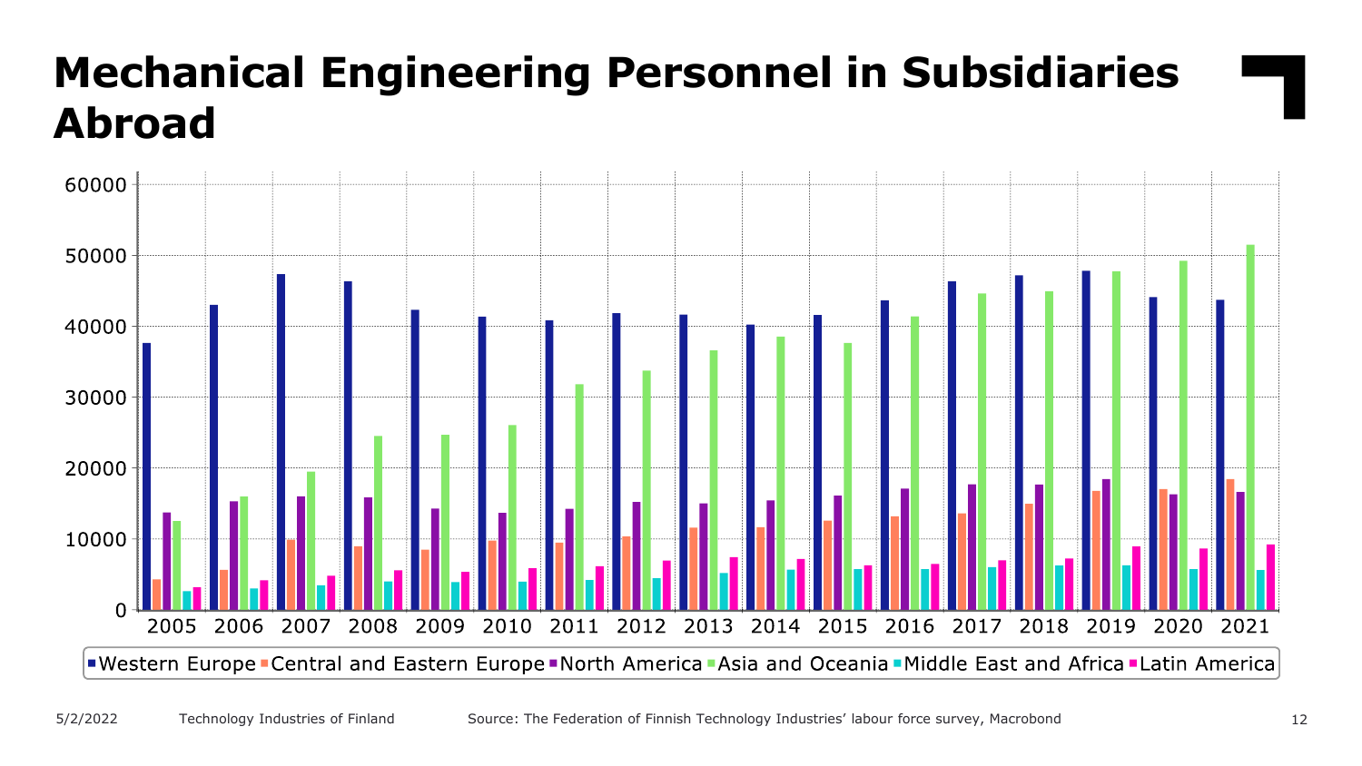# Mechanical Engineering Personnel in Subsidiaries Abroad

60000
50000
40000
30000
20000
10000
0

2005 2006 2007 2008 2009 2010 2011 2012 2013 2014 2015 2016 2017 2018 2019 2020 2021

Western Europe, Central and Eastern Europe, North America, Asia and Oceania, Middle East and Africa, Latin America

Source: The Federation of Finnish Technology Industries' labour force survey, Macrobond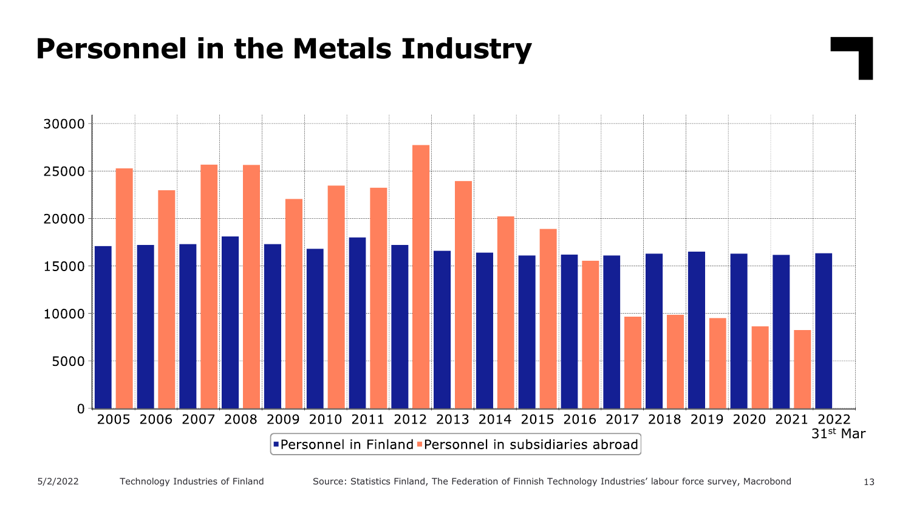# Personnel in the Metals Industry

Source: Statistics Finland, The Federation of Finnish Technology Industries' labour force survey, Macrobond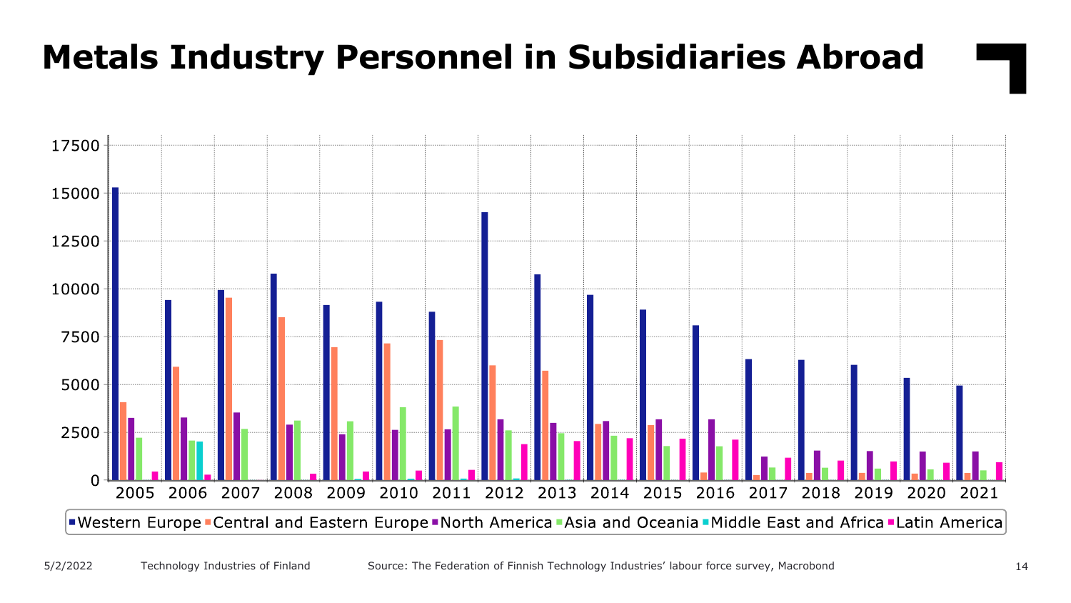# Metals Industry Personnel in Subsidiaries Abroad

■Western Europe ■Central and Eastern Europe ■North America ■Asia and Oceania ■Middle East and Africa ■Latin America

Source: The Federation of Finnish Technology Industries' labour force survey, Macrobond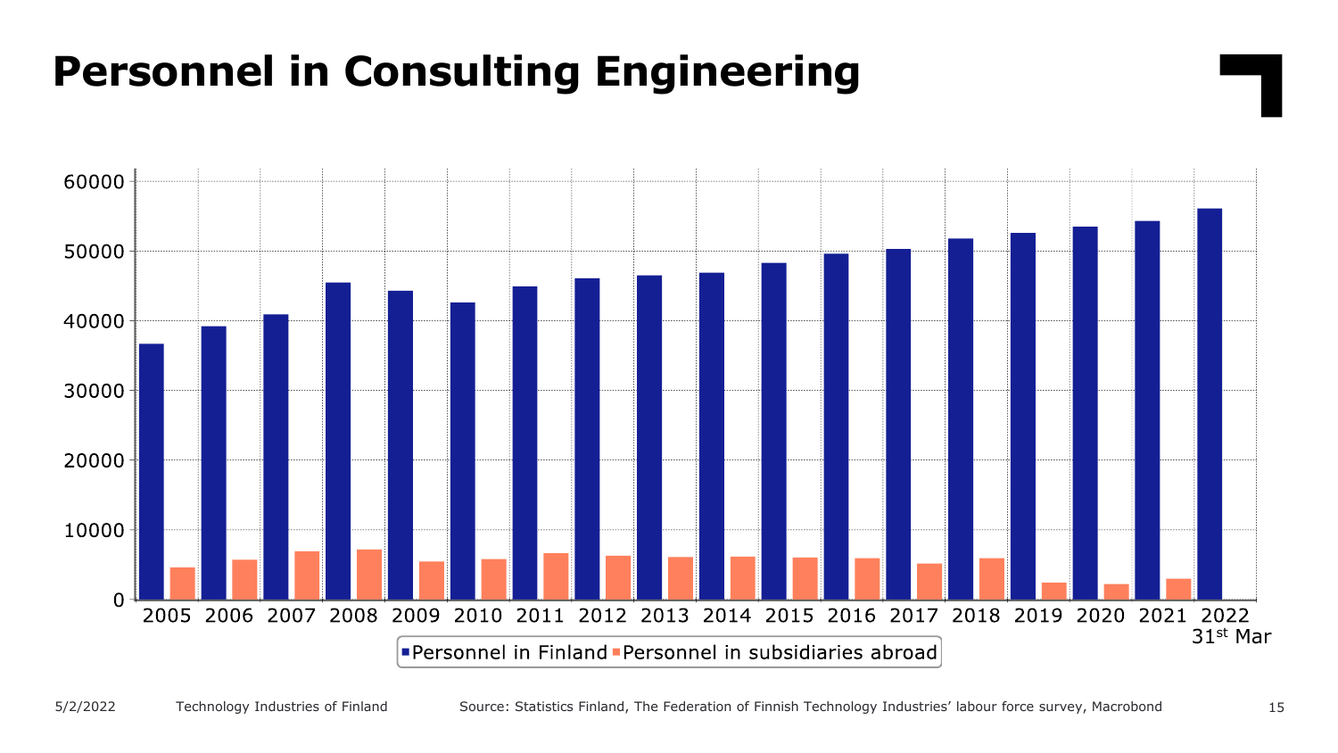# Personnel in Consulting Engineering

Source: Statistics Finland, The Federation of Finnish Technology Industries' labour force survey, Macrobond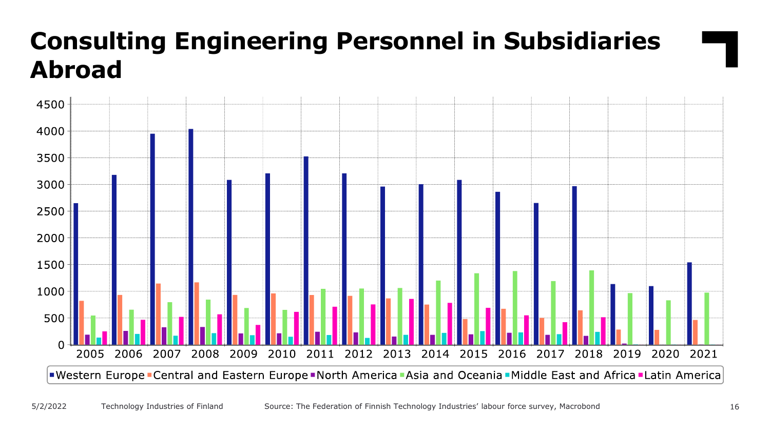# Consulting Engineering Personnel in Subsidiaries Abroad

Source: The Federation of Finnish Technology Industries' labour force survey, Macrobond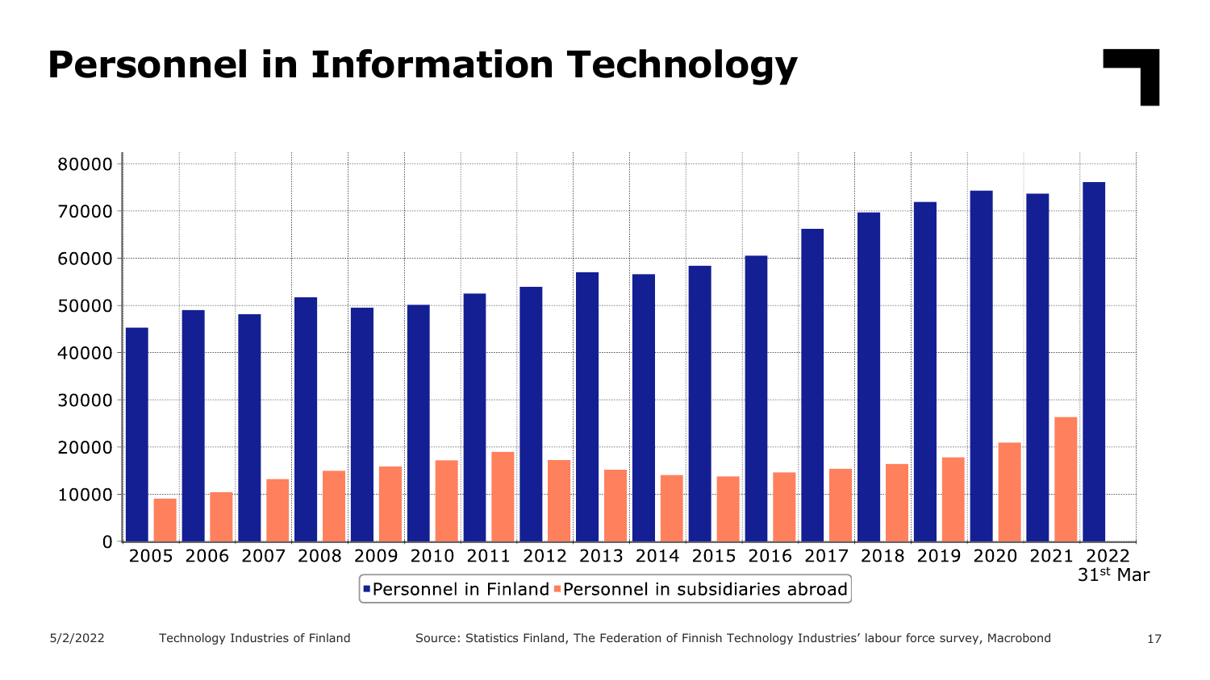# Personnel in Information Technology

80000
70000
60000
50000
40000
30000
20000
10000
0

2005 2006 2007 2008 2009 2010 2011 2012 2013 2014 2015 2016 2017 2018 2019 2020 2021 2022 31st Mar

Personnel in Finland · Personnel in subsidiaries abroad

Source: Statistics Finland, The Federation of Finnish Technology Industries' labour force survey, Macrobond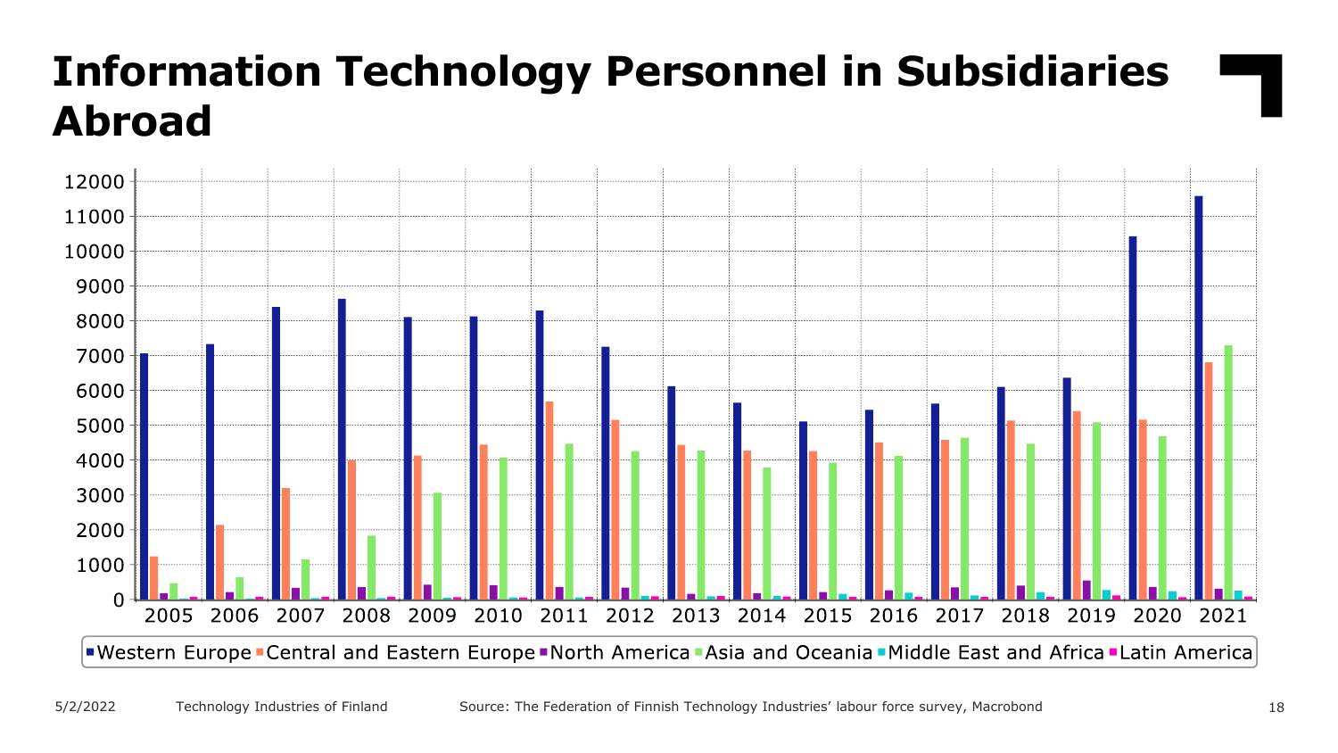# Information Technology Personnel in Subsidiaries Abroad

12000
11000
10000
9000
8000
7000
6000
5000
4000
3000
2000
1000
0

2005 2006 2007 2008 2009 2010 2011 2012 2013 2014 2015 2016 2017 2018 2019 2020 2021

Western Europe, Central and Eastern Europe, North America, Asia and Oceania, Middle East and Africa, Latin America

5/2/2022 Technology Industries of Finland

Source: The Federation of Finnish Technology Industries' labour force survey, Macrobond